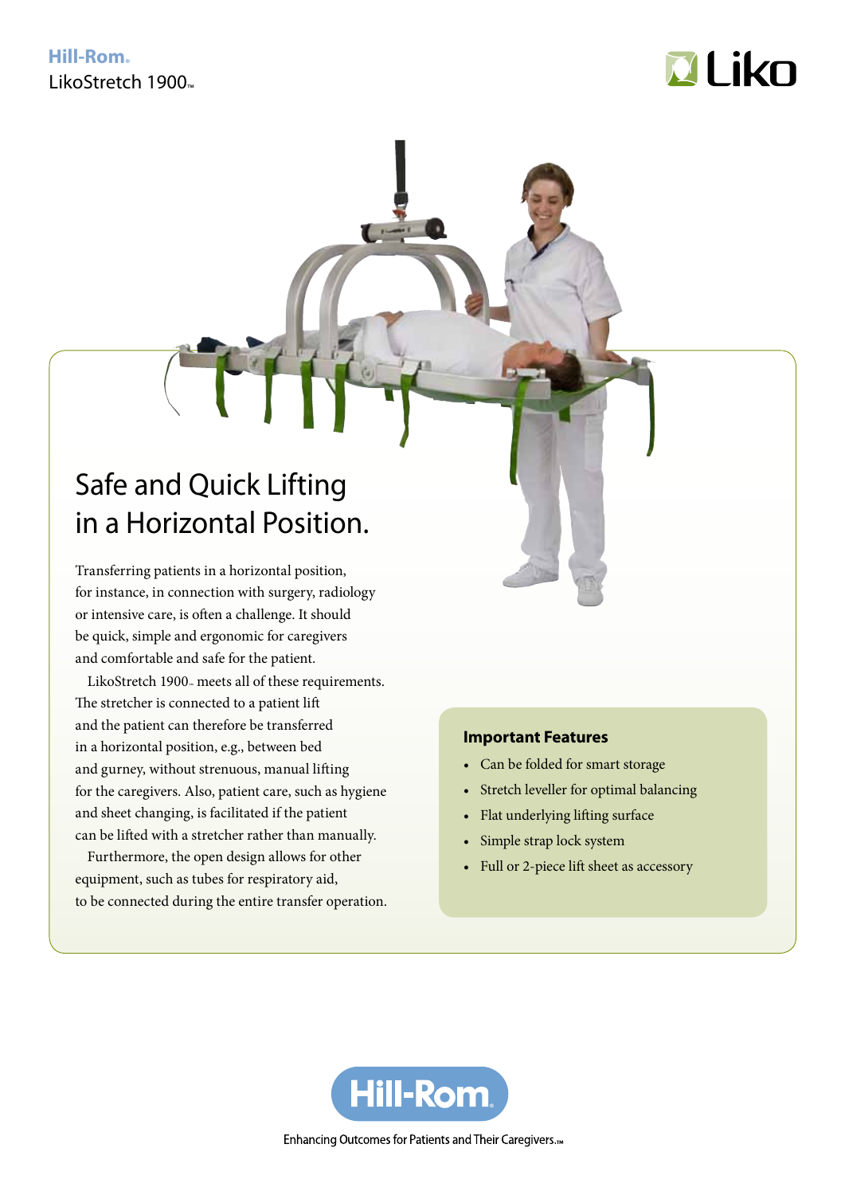Hill-Rom.
LikoStretch 1900™

Liko

# Safe and Quick Lifting in a Horizontal Position.

Transferring patients in a horizontal position, for instance, in connection with surgery, radiology or intensive care, is often a challenge. It should be quick, simple and ergonomic for caregivers and comfortable and safe for the patient.

LikoStretch 1900™ meets all of these requirements. The stretcher is connected to a patient lift and the patient can therefore be transferred in a horizontal position, e.g., between bed and gurney, without strenuous, manual lifting for the caregivers. Also, patient care, such as hygiene and sheet changing, is facilitated if the patient can be lifted with a stretcher rather than manually.

Furthermore, the open design allows for other equipment, such as tubes for respiratory aid, to be connected during the entire transfer operation.

## Important Features

- Can be folded for smart storage
- Stretch leveller for optimal balancing
- Flat underlying lifting surface
- Simple strap lock system
- Full or 2-piece lift sheet as accessory

Hill-Rom.

Enhancing Outcomes for Patients and Their Caregivers.™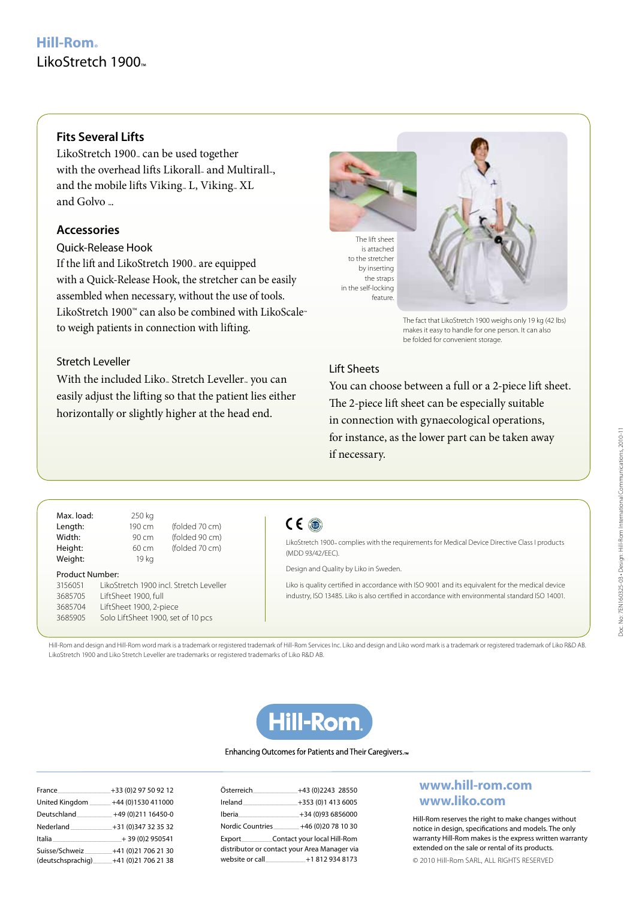## Hill-Rom®
## LikoStretch 1900™

### Fits Several Lifts

LikoStretch 1900™ can be used together with the overhead lifts Likorall™ and Multirall™, and the mobile lifts Viking™ L, Viking™ XL and Golvo™.

### Accessories

#### Quick-Release Hook

If the lift and LikoStretch 1900™ are equipped with a Quick-Release Hook, the stretcher can be easily assembled when necessary, without the use of tools. LikoStretch 1900™ can also be combined with LikoScale™ to weigh patients in connection with lifting.

The lift sheet is attached to the stretcher by inserting the straps in the self-locking feature.

The fact that LikoStretch 1900 weighs only 19 kg (42 lbs) makes it easy to handle for one person. It can also be folded for convenient storage.

#### Stretch Leveller

With the included Liko™ Stretch Leveller™ you can easily adjust the lifting so that the patient lies either horizontally or slightly higher at the head end.

#### Lift Sheets

You can choose between a full or a 2-piece lift sheet. The 2-piece lift sheet can be especially suitable in connection with gynaecological operations, for instance, as the lower part can be taken away if necessary.

| | | |
|---|---|---|
| Max. load: | 250 kg | |
| Length: | 190 cm | (folded 70 cm) |
| Width: | 90 cm | (folded 90 cm) |
| Height: | 60 cm | (folded 70 cm) |
| Weight: | 19 kg | |

Product Number:

| | |
|---|---|
| 3156051 | LikoStretch 1900 incl. Stretch Leveller |
| 3685705 | LiftSheet 1900, full |
| 3685704 | LiftSheet 1900, 2-piece |
| 3685905 | Solo LiftSheet 1900, set of 10 pcs |

CE

LikoStretch 1900™ complies with the requirements for Medical Device Directive Class I products (MDD 93/42/EEC).

Design and Quality by Liko in Sweden.

Liko is quality certified in accordance with ISO 9001 and its equivalent for the medical device industry, ISO 13485. Liko is also certified in accordance with environmental standard ISO 14001.

Hill-Rom and design and Hill-Rom word mark is a trademark or registered trademark of Hill-Rom Services Inc. Liko and design and Liko word mark is a trademark or registered trademark of Liko R&D AB. LikoStretch 1900 and Liko Stretch Leveller are trademarks or registered trademarks of Liko R&D AB.

Hill-Rom.

Enhancing Outcomes for Patients and Their Caregivers.™

| | |
|---|---|
| France | +33 (0)2 97 50 92 12 |
| United Kingdom | +44 (0)1530 411000 |
| Deutschland | +49 (0)211 16450-0 |
| Nederland | +31 (0)347 32 35 32 |
| Italia | + 39 (0)2 950541 |
| Suisse/Schweiz | +41 (0)21 706 21 30 |
| (deutschsprachig) | +41 (0)21 706 21 38 |
| Österreich | +43 (0)2243 28550 |
| Ireland | +353 (0)1 413 6005 |
| Iberia | +34 (0)93 6856000 |
| Nordic Countries | +46 (0)20 78 10 30 |

Export: Contact your local Hill-Rom distributor or contact your Area Manager via website or call +1 812 934 8173

**www.hill-rom.com**
**www.liko.com**

Hill-Rom reserves the right to make changes without notice in design, specifications and models. The only warranty Hill-Rom makes is the express written warranty extended on the sale or rental of its products.

© 2010 Hill-Rom SARL, ALL RIGHTS RESERVED

Doc. No. 7EN160325-03 • Design: Hill-Rom International Communications, 2010-11